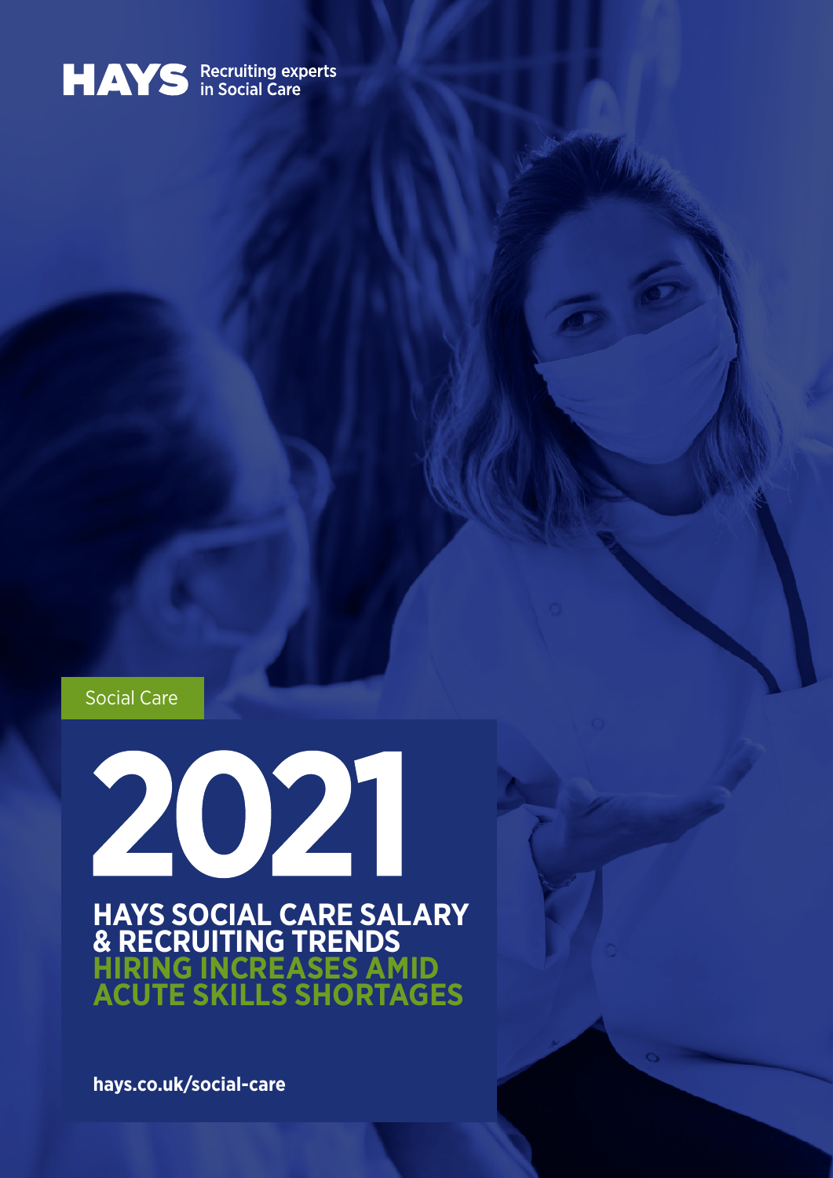HAYS Recruiting experts in Social Care

Social Care

# 2021

## HAYS SOCIAL CARE SALARY & RECRUITING TRENDS

## HIRING INCREASES AMID ACUTE SKILLS SHORTAGES

hays.co.uk/social-care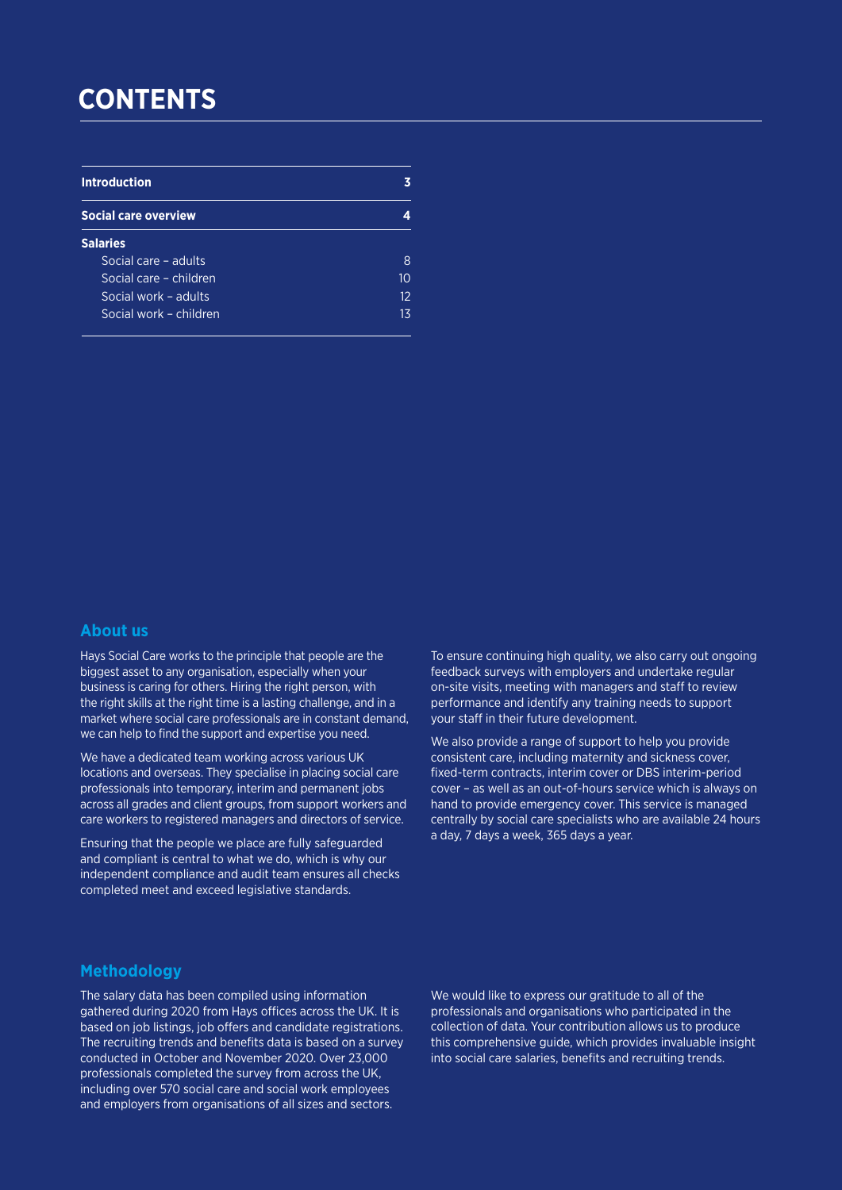# CONTENTS

| | |
|---|---|
| **Introduction** | **3** |
| **Social care overview** | **4** |
| **Salaries** | |
| Social care – adults | 8 |
| Social care – children | 10 |
| Social work – adults | 12 |
| Social work – children | 13 |

## About us

Hays Social Care works to the principle that people are the biggest asset to any organisation, especially when your business is caring for others. Hiring the right person, with the right skills at the right time is a lasting challenge, and in a market where social care professionals are in constant demand, we can help to find the support and expertise you need.

We have a dedicated team working across various UK locations and overseas. They specialise in placing social care professionals into temporary, interim and permanent jobs across all grades and client groups, from support workers and care workers to registered managers and directors of service.

Ensuring that the people we place are fully safeguarded and compliant is central to what we do, which is why our independent compliance and audit team ensures all checks completed meet and exceed legislative standards.

To ensure continuing high quality, we also carry out ongoing feedback surveys with employers and undertake regular on-site visits, meeting with managers and staff to review performance and identify any training needs to support your staff in their future development.

We also provide a range of support to help you provide consistent care, including maternity and sickness cover, fixed-term contracts, interim cover or DBS interim-period cover – as well as an out-of-hours service which is always on hand to provide emergency cover. This service is managed centrally by social care specialists who are available 24 hours a day, 7 days a week, 365 days a year.

## Methodology

The salary data has been compiled using information gathered during 2020 from Hays offices across the UK. It is based on job listings, job offers and candidate registrations. The recruiting trends and benefits data is based on a survey conducted in October and November 2020. Over 23,000 professionals completed the survey from across the UK, including over 570 social care and social work employees and employers from organisations of all sizes and sectors.

We would like to express our gratitude to all of the professionals and organisations who participated in the collection of data. Your contribution allows us to produce this comprehensive guide, which provides invaluable insight into social care salaries, benefits and recruiting trends.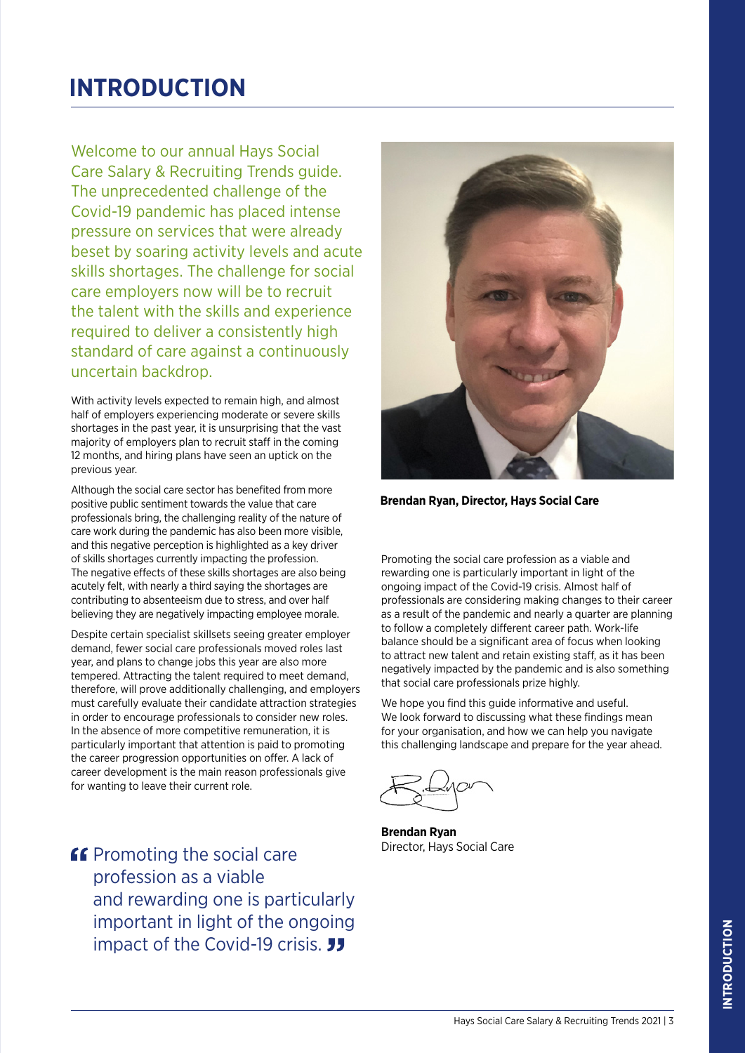# INTRODUCTION

Welcome to our annual Hays Social Care Salary & Recruiting Trends guide. The unprecedented challenge of the Covid-19 pandemic has placed intense pressure on services that were already beset by soaring activity levels and acute skills shortages. The challenge for social care employers now will be to recruit the talent with the skills and experience required to deliver a consistently high standard of care against a continuously uncertain backdrop.

With activity levels expected to remain high, and almost half of employers experiencing moderate or severe skills shortages in the past year, it is unsurprising that the vast majority of employers plan to recruit staff in the coming 12 months, and hiring plans have seen an uptick on the previous year.

Although the social care sector has benefited from more positive public sentiment towards the value that care professionals bring, the challenging reality of the nature of care work during the pandemic has also been more visible, and this negative perception is highlighted as a key driver of skills shortages currently impacting the profession. The negative effects of these skills shortages are also being acutely felt, with nearly a third saying the shortages are contributing to absenteeism due to stress, and over half believing they are negatively impacting employee morale.

Despite certain specialist skillsets seeing greater employer demand, fewer social care professionals moved roles last year, and plans to change jobs this year are also more tempered. Attracting the talent required to meet demand, therefore, will prove additionally challenging, and employers must carefully evaluate their candidate attraction strategies in order to encourage professionals to consider new roles. In the absence of more competitive remuneration, it is particularly important that attention is paid to promoting the career progression opportunities on offer. A lack of career development is the main reason professionals give for wanting to leave their current role.

> "Promoting the social care profession as a viable and rewarding one is particularly important in light of the ongoing impact of the Covid-19 crisis."

**Brendan Ryan, Director, Hays Social Care**

Promoting the social care profession as a viable and rewarding one is particularly important in light of the ongoing impact of the Covid-19 crisis. Almost half of professionals are considering making changes to their career as a result of the pandemic and nearly a quarter are planning to follow a completely different career path. Work-life balance should be a significant area of focus when looking to attract new talent and retain existing staff, as it has been negatively impacted by the pandemic and is also something that social care professionals prize highly.

We hope you find this guide informative and useful. We look forward to discussing what these findings mean for your organisation, and how we can help you navigate this challenging landscape and prepare for the year ahead.

**Brendan Ryan**
Director, Hays Social Care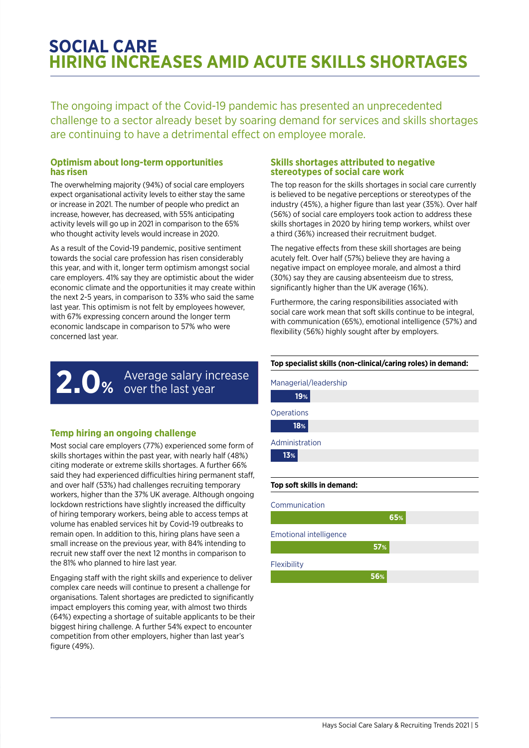# SOCIAL CARE
# HIRING INCREASES AMID ACUTE SKILLS SHORTAGES

The ongoing impact of the Covid-19 pandemic has presented an unprecedented challenge to a sector already beset by soaring demand for services and skills shortages are continuing to have a detrimental effect on employee morale.

### Optimism about long-term opportunities has risen

The overwhelming majority (94%) of social care employers expect organisational activity levels to either stay the same or increase in 2021. The number of people who predict an increase, however, has decreased, with 55% anticipating activity levels will go up in 2021 in comparison to the 65% who thought activity levels would increase in 2020.

As a result of the Covid-19 pandemic, positive sentiment towards the social care profession has risen considerably this year, and with it, longer term optimism amongst social care employers. 41% say they are optimistic about the wider economic climate and the opportunities it may create within the next 2-5 years, in comparison to 33% who said the same last year. This optimism is not felt by employees however, with 67% expressing concern around the longer term economic landscape in comparison to 57% who were concerned last year.

**2.0%** Average salary increase over the last year

### Temp hiring an ongoing challenge

Most social care employers (77%) experienced some form of skills shortages within the past year, with nearly half (48%) citing moderate or extreme skills shortages. A further 66% said they had experienced difficulties hiring permanent staff, and over half (53%) had challenges recruiting temporary workers, higher than the 37% UK average. Although ongoing lockdown restrictions have slightly increased the difficulty of hiring temporary workers, being able to access temps at volume has enabled services hit by Covid-19 outbreaks to remain open. In addition to this, hiring plans have seen a small increase on the previous year, with 84% intending to recruit new staff over the next 12 months in comparison to the 81% who planned to hire last year.

Engaging staff with the right skills and experience to deliver complex care needs will continue to present a challenge for organisations. Talent shortages are predicted to significantly impact employers this coming year, with almost two thirds (64%) expecting a shortage of suitable applicants to be their biggest hiring challenge. A further 54% expect to encounter competition from other employers, higher than last year's figure (49%).

### Skills shortages attributed to negative stereotypes of social care work

The top reason for the skills shortages in social care currently is believed to be negative perceptions or stereotypes of the industry (45%), a higher figure than last year (35%). Over half (56%) of social care employers took action to address these skills shortages in 2020 by hiring temp workers, whilst over a third (36%) increased their recruitment budget.

The negative effects from these skill shortages are being acutely felt. Over half (57%) believe they are having a negative impact on employee morale, and almost a third (30%) say they are causing absenteeism due to stress, significantly higher than the UK average (16%).

Furthermore, the caring responsibilities associated with social care work mean that soft skills continue to be integral, with communication (65%), emotional intelligence (57%) and flexibility (56%) highly sought after by employers.

**Top specialist skills (non-clinical/caring roles) in demand:**

| Skill | % |
|---|---|
| Managerial/leadership | 19% |
| Operations | 18% |
| Administration | 13% |

**Top soft skills in demand:**

| Skill | % |
|---|---|
| Communication | 65% |
| Emotional intelligence | 57% |
| Flexibility | 56% |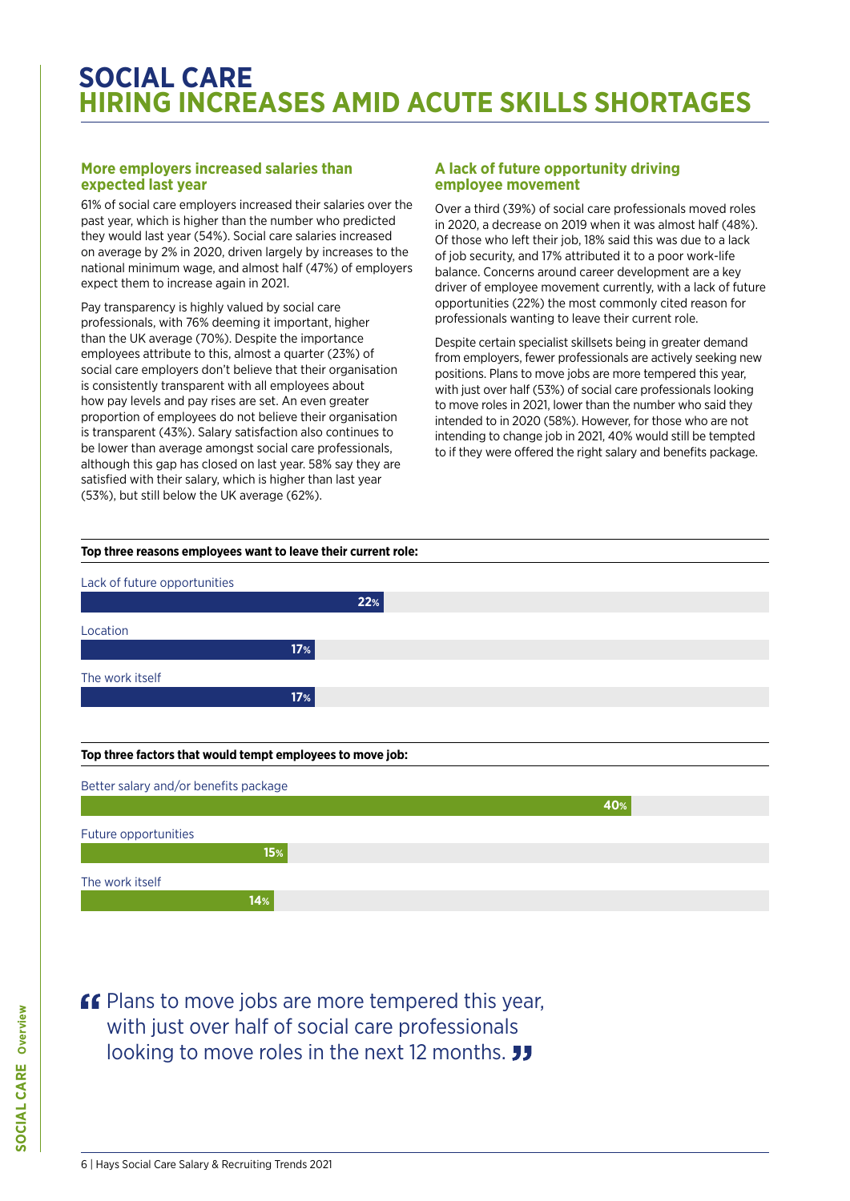# SOCIAL CARE
## HIRING INCREASES AMID ACUTE SKILLS SHORTAGES

### More employers increased salaries than expected last year

61% of social care employers increased their salaries over the past year, which is higher than the number who predicted they would last year (54%). Social care salaries increased on average by 2% in 2020, driven largely by increases to the national minimum wage, and almost half (47%) of employers expect them to increase again in 2021.

Pay transparency is highly valued by social care professionals, with 76% deeming it important, higher than the UK average (70%). Despite the importance employees attribute to this, almost a quarter (23%) of social care employers don't believe that their organisation is consistently transparent with all employees about how pay levels and pay rises are set. An even greater proportion of employees do not believe their organisation is transparent (43%). Salary satisfaction also continues to be lower than average amongst social care professionals, although this gap has closed on last year. 58% say they are satisfied with their salary, which is higher than last year (53%), but still below the UK average (62%).

### A lack of future opportunity driving employee movement

Over a third (39%) of social care professionals moved roles in 2020, a decrease on 2019 when it was almost half (48%). Of those who left their job, 18% said this was due to a lack of job security, and 17% attributed it to a poor work-life balance. Concerns around career development are a key driver of employee movement currently, with a lack of future opportunities (22%) the most commonly cited reason for professionals wanting to leave their current role.

Despite certain specialist skillsets being in greater demand from employers, fewer professionals are actively seeking new positions. Plans to move jobs are more tempered this year, with just over half (53%) of social care professionals looking to move roles in 2021, lower than the number who said they intended to in 2020 (58%). However, for those who are not intending to change job in 2021, 40% would still be tempted to if they were offered the right salary and benefits package.

**Top three reasons employees want to leave their current role:**

| Reason | % |
|---|---|
| Lack of future opportunities | 22% |
| Location | 17% |
| The work itself | 17% |

**Top three factors that would tempt employees to move job:**

| Factor | % |
|---|---|
| Better salary and/or benefits package | 40% |
| Future opportunities | 15% |
| The work itself | 14% |

> "Plans to move jobs are more tempered this year, with just over half of social care professionals looking to move roles in the next 12 months."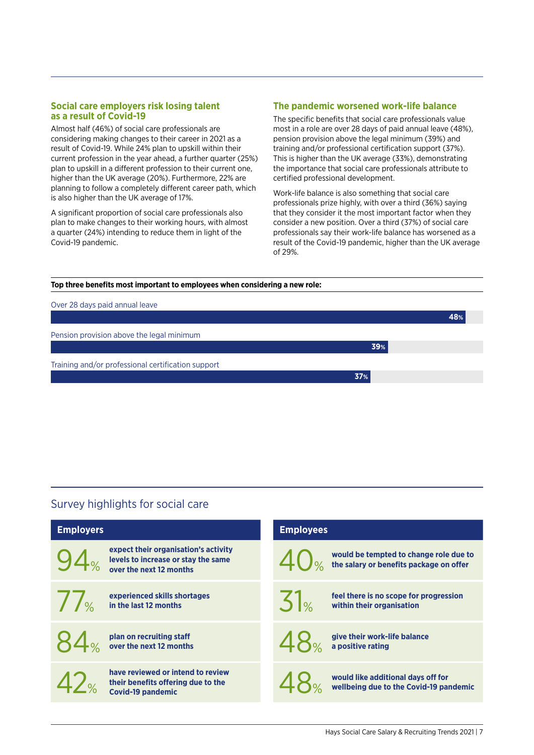## Social care employers risk losing talent as a result of Covid-19

Almost half (46%) of social care professionals are considering making changes to their career in 2021 as a result of Covid-19. While 24% plan to upskill within their current profession in the year ahead, a further quarter (25%) plan to upskill in a different profession to their current one, higher than the UK average (20%). Furthermore, 22% are planning to follow a completely different career path, which is also higher than the UK average of 17%.

A significant proportion of social care professionals also plan to make changes to their working hours, with almost a quarter (24%) intending to reduce them in light of the Covid-19 pandemic.

## The pandemic worsened work-life balance

The specific benefits that social care professionals value most in a role are over 28 days of paid annual leave (48%), pension provision above the legal minimum (39%) and training and/or professional certification support (37%). This is higher than the UK average (33%), demonstrating the importance that social care professionals attribute to certified professional development.

Work-life balance is also something that social care professionals prize highly, with over a third (36%) saying that they consider it the most important factor when they consider a new position. Over a third (37%) of social care professionals say their work-life balance has worsened as a result of the Covid-19 pandemic, higher than the UK average of 29%.

**Top three benefits most important to employees when considering a new role:**

| Benefit | % |
|---|---|
| Over 28 days paid annual leave | 48% |
| Pension provision above the legal minimum | 39% |
| Training and/or professional certification support | 37% |

## Survey highlights for social care

### Employers

- **94%** expect their organisation's activity levels to increase or stay the same over the next 12 months
- **77%** experienced skills shortages in the last 12 months
- **84%** plan on recruiting staff over the next 12 months
- **42%** have reviewed or intend to review their benefits offering due to the Covid-19 pandemic

### Employees

- **40%** would be tempted to change role due to the salary or benefits package on offer
- **31%** feel there is no scope for progression within their organisation
- **48%** give their work-life balance a positive rating
- **48%** would like additional days off for wellbeing due to the Covid-19 pandemic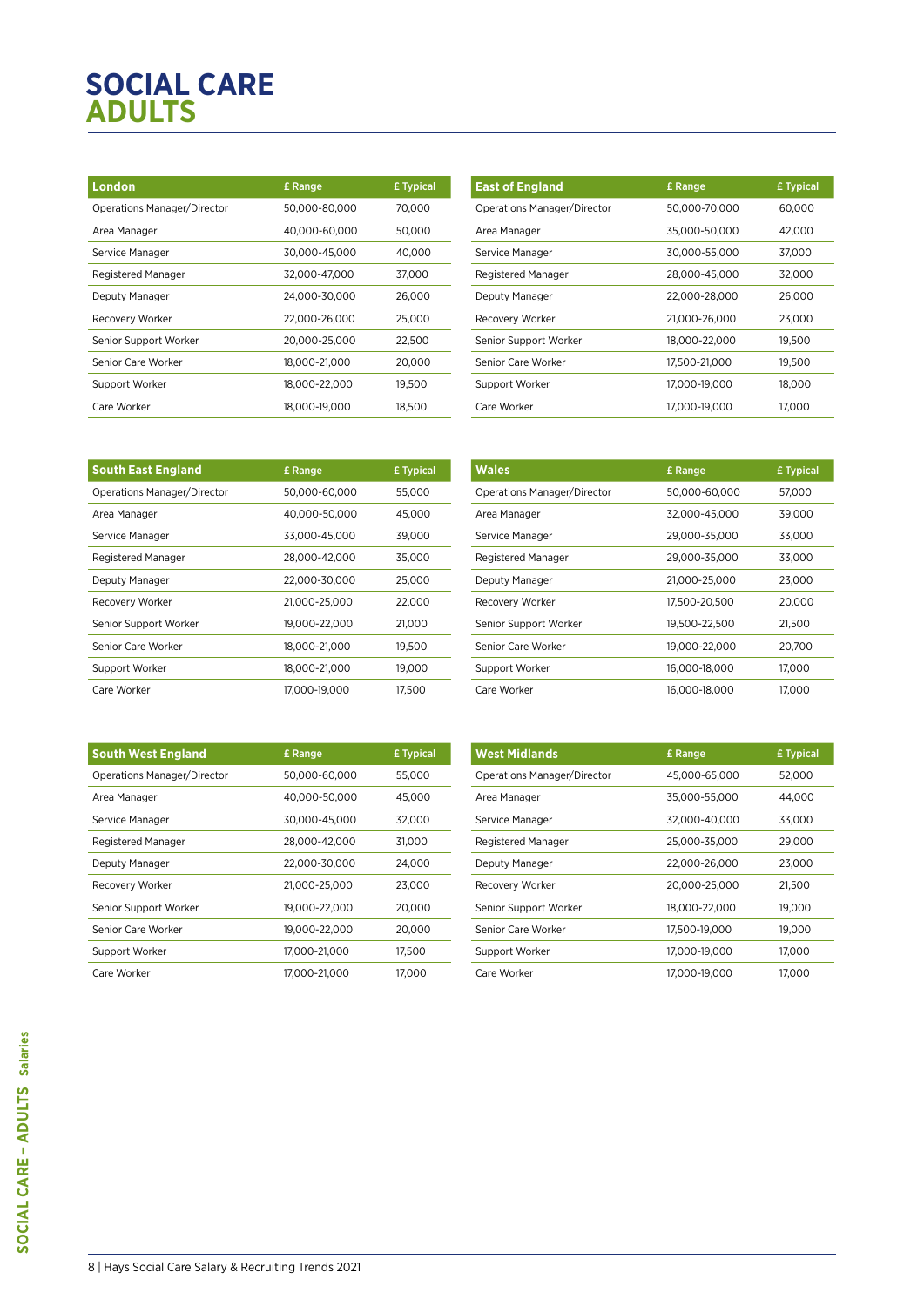# SOCIAL CARE
# ADULTS

| London | £ Range | £ Typical |
|---|---|---|
| Operations Manager/Director | 50,000-80,000 | 70,000 |
| Area Manager | 40,000-60,000 | 50,000 |
| Service Manager | 30,000-45,000 | 40,000 |
| Registered Manager | 32,000-47,000 | 37,000 |
| Deputy Manager | 24,000-30,000 | 26,000 |
| Recovery Worker | 22,000-26,000 | 25,000 |
| Senior Support Worker | 20,000-25,000 | 22,500 |
| Senior Care Worker | 18,000-21,000 | 20,000 |
| Support Worker | 18,000-22,000 | 19,500 |
| Care Worker | 18,000-19,000 | 18,500 |

| East of England | £ Range | £ Typical |
|---|---|---|
| Operations Manager/Director | 50,000-70,000 | 60,000 |
| Area Manager | 35,000-50,000 | 42,000 |
| Service Manager | 30,000-55,000 | 37,000 |
| Registered Manager | 28,000-45,000 | 32,000 |
| Deputy Manager | 22,000-28,000 | 26,000 |
| Recovery Worker | 21,000-26,000 | 23,000 |
| Senior Support Worker | 18,000-22,000 | 19,500 |
| Senior Care Worker | 17,500-21,000 | 19,500 |
| Support Worker | 17,000-19,000 | 18,000 |
| Care Worker | 17,000-19,000 | 17,000 |

| South East England | £ Range | £ Typical |
|---|---|---|
| Operations Manager/Director | 50,000-60,000 | 55,000 |
| Area Manager | 40,000-50,000 | 45,000 |
| Service Manager | 33,000-45,000 | 39,000 |
| Registered Manager | 28,000-42,000 | 35,000 |
| Deputy Manager | 22,000-30,000 | 25,000 |
| Recovery Worker | 21,000-25,000 | 22,000 |
| Senior Support Worker | 19,000-22,000 | 21,000 |
| Senior Care Worker | 18,000-21,000 | 19,500 |
| Support Worker | 18,000-21,000 | 19,000 |
| Care Worker | 17,000-19,000 | 17,500 |

| Wales | £ Range | £ Typical |
|---|---|---|
| Operations Manager/Director | 50,000-60,000 | 57,000 |
| Area Manager | 32,000-45,000 | 39,000 |
| Service Manager | 29,000-35,000 | 33,000 |
| Registered Manager | 29,000-35,000 | 33,000 |
| Deputy Manager | 21,000-25,000 | 23,000 |
| Recovery Worker | 17,500-20,500 | 20,000 |
| Senior Support Worker | 19,500-22,500 | 21,500 |
| Senior Care Worker | 19,000-22,000 | 20,700 |
| Support Worker | 16,000-18,000 | 17,000 |
| Care Worker | 16,000-18,000 | 17,000 |

| South West England | £ Range | £ Typical |
|---|---|---|
| Operations Manager/Director | 50,000-60,000 | 55,000 |
| Area Manager | 40,000-50,000 | 45,000 |
| Service Manager | 30,000-45,000 | 32,000 |
| Registered Manager | 28,000-42,000 | 31,000 |
| Deputy Manager | 22,000-30,000 | 24,000 |
| Recovery Worker | 21,000-25,000 | 23,000 |
| Senior Support Worker | 19,000-22,000 | 20,000 |
| Senior Care Worker | 19,000-22,000 | 20,000 |
| Support Worker | 17,000-21,000 | 17,500 |
| Care Worker | 17,000-21,000 | 17,000 |

| West Midlands | £ Range | £ Typical |
|---|---|---|
| Operations Manager/Director | 45,000-65,000 | 52,000 |
| Area Manager | 35,000-55,000 | 44,000 |
| Service Manager | 32,000-40,000 | 33,000 |
| Registered Manager | 25,000-35,000 | 29,000 |
| Deputy Manager | 22,000-26,000 | 23,000 |
| Recovery Worker | 20,000-25,000 | 21,500 |
| Senior Support Worker | 18,000-22,000 | 19,000 |
| Senior Care Worker | 17,500-19,000 | 19,000 |
| Support Worker | 17,000-19,000 | 17,000 |
| Care Worker | 17,000-19,000 | 17,000 |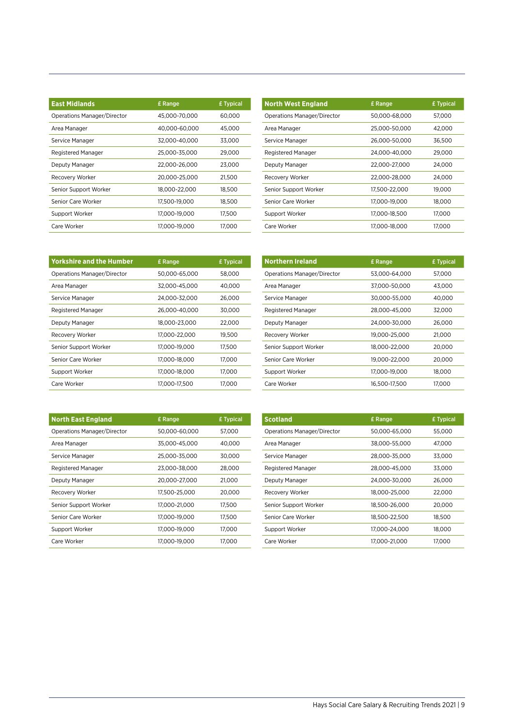| East Midlands | £ Range | £ Typical |
|---|---|---|
| Operations Manager/Director | 45,000-70,000 | 60,000 |
| Area Manager | 40,000-60,000 | 45,000 |
| Service Manager | 32,000-40,000 | 33,000 |
| Registered Manager | 25,000-35,000 | 29,000 |
| Deputy Manager | 22,000-26,000 | 23,000 |
| Recovery Worker | 20,000-25,000 | 21,500 |
| Senior Support Worker | 18,000-22,000 | 18,500 |
| Senior Care Worker | 17,500-19,000 | 18,500 |
| Support Worker | 17,000-19,000 | 17,500 |
| Care Worker | 17,000-19,000 | 17,000 |

| North West England | £ Range | £ Typical |
|---|---|---|
| Operations Manager/Director | 50,000-68,000 | 57,000 |
| Area Manager | 25,000-50,000 | 42,000 |
| Service Manager | 26,000-50,000 | 36,500 |
| Registered Manager | 24,000-40,000 | 29,000 |
| Deputy Manager | 22,000-27,000 | 24,000 |
| Recovery Worker | 22,000-28,000 | 24,000 |
| Senior Support Worker | 17,500-22,000 | 19,000 |
| Senior Care Worker | 17,000-19,000 | 18,000 |
| Support Worker | 17,000-18,500 | 17,000 |
| Care Worker | 17,000-18,000 | 17,000 |

| Yorkshire and the Humber | £ Range | £ Typical |
|---|---|---|
| Operations Manager/Director | 50,000-65,000 | 58,000 |
| Area Manager | 32,000-45,000 | 40,000 |
| Service Manager | 24,000-32,000 | 26,000 |
| Registered Manager | 26,000-40,000 | 30,000 |
| Deputy Manager | 18,000-23,000 | 22,000 |
| Recovery Worker | 17,000-22,000 | 19,500 |
| Senior Support Worker | 17,000-19,000 | 17,500 |
| Senior Care Worker | 17,000-18,000 | 17,000 |
| Support Worker | 17,000-18,000 | 17,000 |
| Care Worker | 17,000-17,500 | 17,000 |

| Northern Ireland | £ Range | £ Typical |
|---|---|---|
| Operations Manager/Director | 53,000-64,000 | 57,000 |
| Area Manager | 37,000-50,000 | 43,000 |
| Service Manager | 30,000-55,000 | 40,000 |
| Registered Manager | 28,000-45,000 | 32,000 |
| Deputy Manager | 24,000-30,000 | 26,000 |
| Recovery Worker | 19,000-25,000 | 21,000 |
| Senior Support Worker | 18,000-22,000 | 20,000 |
| Senior Care Worker | 19,000-22,000 | 20,000 |
| Support Worker | 17,000-19,000 | 18,000 |
| Care Worker | 16,500-17,500 | 17,000 |

| North East England | £ Range | £ Typical |
|---|---|---|
| Operations Manager/Director | 50,000-60,000 | 57,000 |
| Area Manager | 35,000-45,000 | 40,000 |
| Service Manager | 25,000-35,000 | 30,000 |
| Registered Manager | 23,000-38,000 | 28,000 |
| Deputy Manager | 20,000-27,000 | 21,000 |
| Recovery Worker | 17,500-25,000 | 20,000 |
| Senior Support Worker | 17,000-21,000 | 17,500 |
| Senior Care Worker | 17,000-19,000 | 17,500 |
| Support Worker | 17,000-19,000 | 17,000 |
| Care Worker | 17,000-19,000 | 17,000 |

| Scotland | £ Range | £ Typical |
|---|---|---|
| Operations Manager/Director | 50,000-65,000 | 55,000 |
| Area Manager | 38,000-55,000 | 47,000 |
| Service Manager | 28,000-35,000 | 33,000 |
| Registered Manager | 28,000-45,000 | 33,000 |
| Deputy Manager | 24,000-30,000 | 26,000 |
| Recovery Worker | 18,000-25,000 | 22,000 |
| Senior Support Worker | 18,500-26,000 | 20,000 |
| Senior Care Worker | 18,500-22,500 | 18,500 |
| Support Worker | 17,000-24,000 | 18,000 |
| Care Worker | 17,000-21,000 | 17,000 |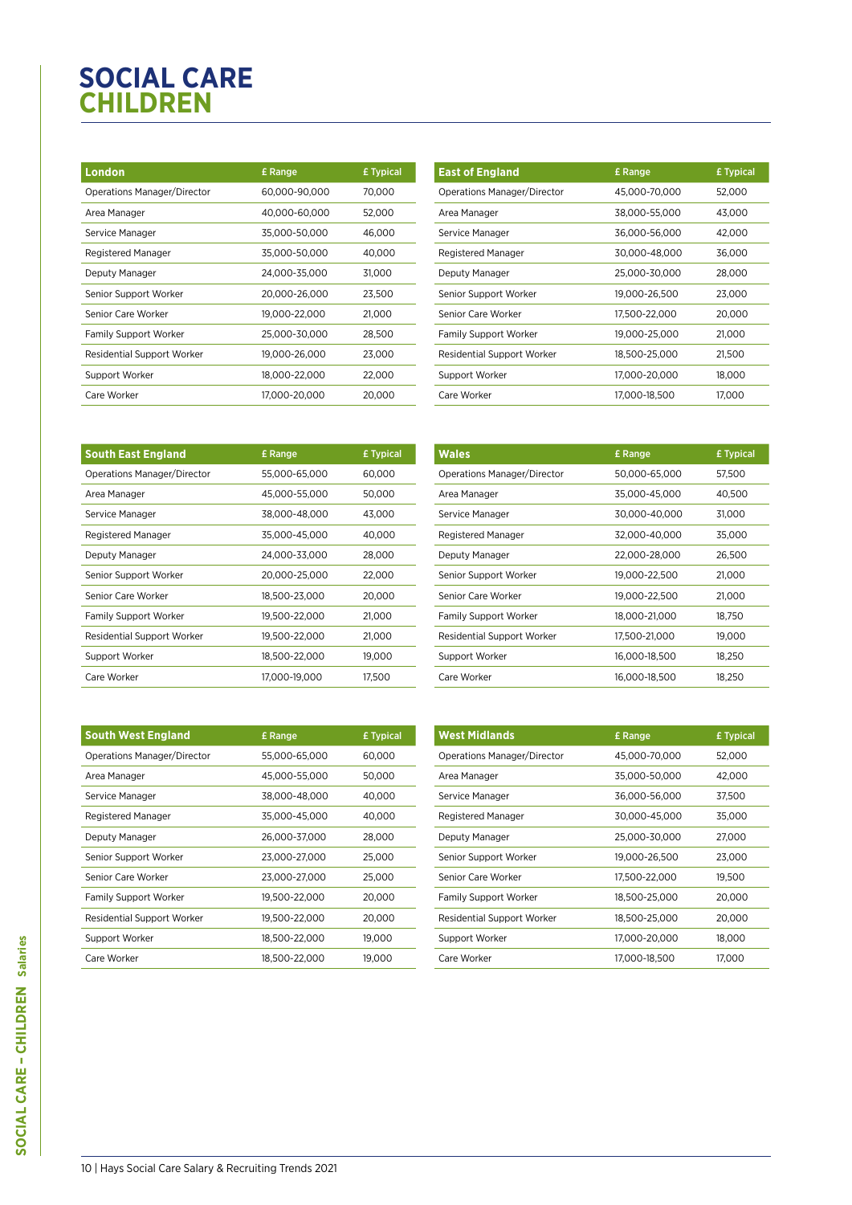# SOCIAL CARE CHILDREN

| London | £ Range | £ Typical |
|---|---|---|
| Operations Manager/Director | 60,000-90,000 | 70,000 |
| Area Manager | 40,000-60,000 | 52,000 |
| Service Manager | 35,000-50,000 | 46,000 |
| Registered Manager | 35,000-50,000 | 40,000 |
| Deputy Manager | 24,000-35,000 | 31,000 |
| Senior Support Worker | 20,000-26,000 | 23,500 |
| Senior Care Worker | 19,000-22,000 | 21,000 |
| Family Support Worker | 25,000-30,000 | 28,500 |
| Residential Support Worker | 19,000-26,000 | 23,000 |
| Support Worker | 18,000-22,000 | 22,000 |
| Care Worker | 17,000-20,000 | 20,000 |

| East of England | £ Range | £ Typical |
|---|---|---|
| Operations Manager/Director | 45,000-70,000 | 52,000 |
| Area Manager | 38,000-55,000 | 43,000 |
| Service Manager | 36,000-56,000 | 42,000 |
| Registered Manager | 30,000-48,000 | 36,000 |
| Deputy Manager | 25,000-30,000 | 28,000 |
| Senior Support Worker | 19,000-26,500 | 23,000 |
| Senior Care Worker | 17,500-22,000 | 20,000 |
| Family Support Worker | 19,000-25,000 | 21,000 |
| Residential Support Worker | 18,500-25,000 | 21,500 |
| Support Worker | 17,000-20,000 | 18,000 |
| Care Worker | 17,000-18,500 | 17,000 |

| South East England | £ Range | £ Typical |
|---|---|---|
| Operations Manager/Director | 55,000-65,000 | 60,000 |
| Area Manager | 45,000-55,000 | 50,000 |
| Service Manager | 38,000-48,000 | 43,000 |
| Registered Manager | 35,000-45,000 | 40,000 |
| Deputy Manager | 24,000-33,000 | 28,000 |
| Senior Support Worker | 20,000-25,000 | 22,000 |
| Senior Care Worker | 18,500-23,000 | 20,000 |
| Family Support Worker | 19,500-22,000 | 21,000 |
| Residential Support Worker | 19,500-22,000 | 21,000 |
| Support Worker | 18,500-22,000 | 19,000 |
| Care Worker | 17,000-19,000 | 17,500 |

| Wales | £ Range | £ Typical |
|---|---|---|
| Operations Manager/Director | 50,000-65,000 | 57,500 |
| Area Manager | 35,000-45,000 | 40,500 |
| Service Manager | 30,000-40,000 | 31,000 |
| Registered Manager | 32,000-40,000 | 35,000 |
| Deputy Manager | 22,000-28,000 | 26,500 |
| Senior Support Worker | 19,000-22,500 | 21,000 |
| Senior Care Worker | 19,000-22,500 | 21,000 |
| Family Support Worker | 18,000-21,000 | 18,750 |
| Residential Support Worker | 17,500-21,000 | 19,000 |
| Support Worker | 16,000-18,500 | 18,250 |
| Care Worker | 16,000-18,500 | 18,250 |

| South West England | £ Range | £ Typical |
|---|---|---|
| Operations Manager/Director | 55,000-65,000 | 60,000 |
| Area Manager | 45,000-55,000 | 50,000 |
| Service Manager | 38,000-48,000 | 40,000 |
| Registered Manager | 35,000-45,000 | 40,000 |
| Deputy Manager | 26,000-37,000 | 28,000 |
| Senior Support Worker | 23,000-27,000 | 25,000 |
| Senior Care Worker | 23,000-27,000 | 25,000 |
| Family Support Worker | 19,500-22,000 | 20,000 |
| Residential Support Worker | 19,500-22,000 | 20,000 |
| Support Worker | 18,500-22,000 | 19,000 |
| Care Worker | 18,500-22,000 | 19,000 |

| West Midlands | £ Range | £ Typical |
|---|---|---|
| Operations Manager/Director | 45,000-70,000 | 52,000 |
| Area Manager | 35,000-50,000 | 42,000 |
| Service Manager | 36,000-56,000 | 37,500 |
| Registered Manager | 30,000-45,000 | 35,000 |
| Deputy Manager | 25,000-30,000 | 27,000 |
| Senior Support Worker | 19,000-26,500 | 23,000 |
| Senior Care Worker | 17,500-22,000 | 19,500 |
| Family Support Worker | 18,500-25,000 | 20,000 |
| Residential Support Worker | 18,500-25,000 | 20,000 |
| Support Worker | 17,000-20,000 | 18,000 |
| Care Worker | 17,000-18,500 | 17,000 |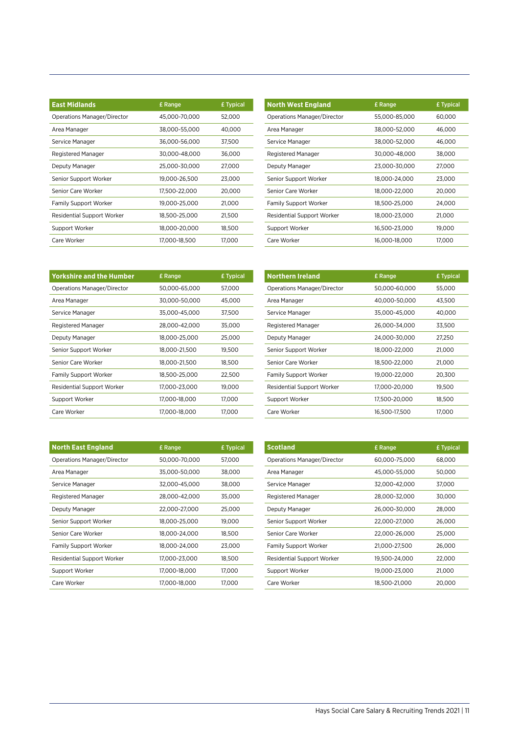| East Midlands | £ Range | £ Typical |
|---|---|---|
| Operations Manager/Director | 45,000-70,000 | 52,000 |
| Area Manager | 38,000-55,000 | 40,000 |
| Service Manager | 36,000-56,000 | 37,500 |
| Registered Manager | 30,000-48,000 | 36,000 |
| Deputy Manager | 25,000-30,000 | 27,000 |
| Senior Support Worker | 19,000-26,500 | 23,000 |
| Senior Care Worker | 17,500-22,000 | 20,000 |
| Family Support Worker | 19,000-25,000 | 21,000 |
| Residential Support Worker | 18,500-25,000 | 21,500 |
| Support Worker | 18,000-20,000 | 18,500 |
| Care Worker | 17,000-18,500 | 17,000 |

| North West England | £ Range | £ Typical |
|---|---|---|
| Operations Manager/Director | 55,000-85,000 | 60,000 |
| Area Manager | 38,000-52,000 | 46,000 |
| Service Manager | 38,000-52,000 | 46,000 |
| Registered Manager | 30,000-48,000 | 38,000 |
| Deputy Manager | 23,000-30,000 | 27,000 |
| Senior Support Worker | 18,000-24,000 | 23,000 |
| Senior Care Worker | 18,000-22,000 | 20,000 |
| Family Support Worker | 18,500-25,000 | 24,000 |
| Residential Support Worker | 18,000-23,000 | 21,000 |
| Support Worker | 16,500-23,000 | 19,000 |
| Care Worker | 16,000-18,000 | 17,000 |

| Yorkshire and the Humber | £ Range | £ Typical |
|---|---|---|
| Operations Manager/Director | 50,000-65,000 | 57,000 |
| Area Manager | 30,000-50,000 | 45,000 |
| Service Manager | 35,000-45,000 | 37,500 |
| Registered Manager | 28,000-42,000 | 35,000 |
| Deputy Manager | 18,000-25,000 | 25,000 |
| Senior Support Worker | 18,000-21,500 | 19,500 |
| Senior Care Worker | 18,000-21,500 | 18,500 |
| Family Support Worker | 18,500-25,000 | 22,500 |
| Residential Support Worker | 17,000-23,000 | 19,000 |
| Support Worker | 17,000-18,000 | 17,000 |
| Care Worker | 17,000-18,000 | 17,000 |

| Northern Ireland | £ Range | £ Typical |
|---|---|---|
| Operations Manager/Director | 50,000-60,000 | 55,000 |
| Area Manager | 40,000-50,000 | 43,500 |
| Service Manager | 35,000-45,000 | 40,000 |
| Registered Manager | 26,000-34,000 | 33,500 |
| Deputy Manager | 24,000-30,000 | 27,250 |
| Senior Support Worker | 18,000-22,000 | 21,000 |
| Senior Care Worker | 18,500-22,000 | 21,000 |
| Family Support Worker | 19,000-22,000 | 20,300 |
| Residential Support Worker | 17,000-20,000 | 19,500 |
| Support Worker | 17,500-20,000 | 18,500 |
| Care Worker | 16,500-17,500 | 17,000 |

| North East England | £ Range | £ Typical |
|---|---|---|
| Operations Manager/Director | 50,000-70,000 | 57,000 |
| Area Manager | 35,000-50,000 | 38,000 |
| Service Manager | 32,000-45,000 | 38,000 |
| Registered Manager | 28,000-42,000 | 35,000 |
| Deputy Manager | 22,000-27,000 | 25,000 |
| Senior Support Worker | 18,000-25,000 | 19,000 |
| Senior Care Worker | 18,000-24,000 | 18,500 |
| Family Support Worker | 18,000-24,000 | 23,000 |
| Residential Support Worker | 17,000-23,000 | 18,500 |
| Support Worker | 17,000-18,000 | 17,000 |
| Care Worker | 17,000-18,000 | 17,000 |

| Scotland | £ Range | £ Typical |
|---|---|---|
| Operations Manager/Director | 60,000-75,000 | 68,000 |
| Area Manager | 45,000-55,000 | 50,000 |
| Service Manager | 32,000-42,000 | 37,000 |
| Registered Manager | 28,000-32,000 | 30,000 |
| Deputy Manager | 26,000-30,000 | 28,000 |
| Senior Support Worker | 22,000-27,000 | 26,000 |
| Senior Care Worker | 22,000-26,000 | 25,000 |
| Family Support Worker | 21,000-27,500 | 26,000 |
| Residential Support Worker | 19,500-24,000 | 22,000 |
| Support Worker | 19,000-23,000 | 21,000 |
| Care Worker | 18,500-21,000 | 20,000 |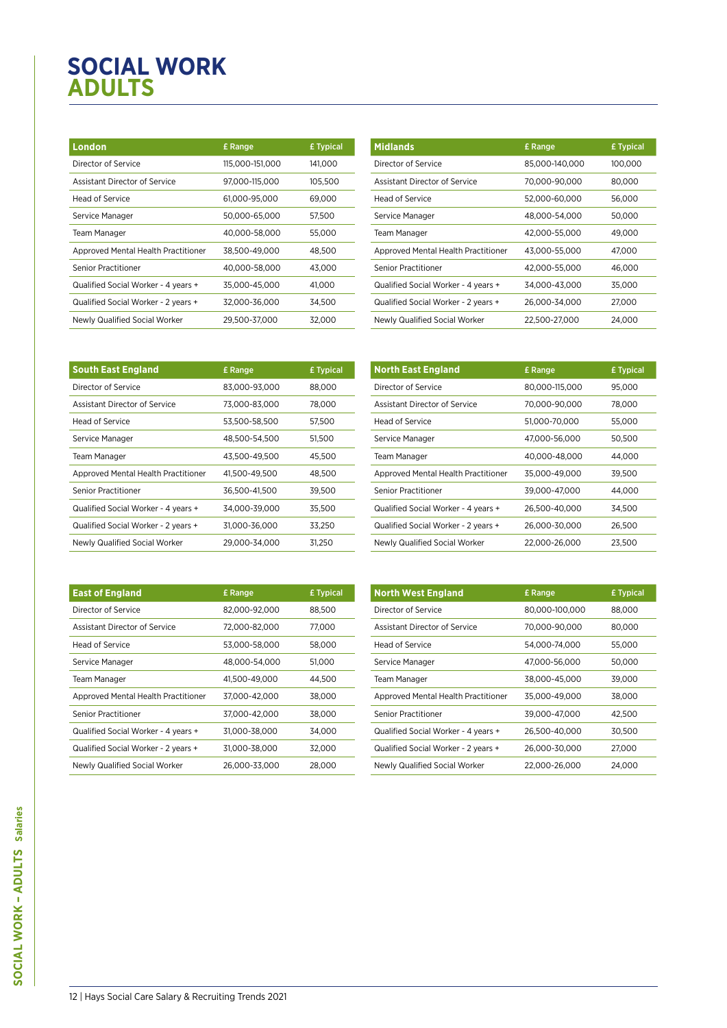# SOCIAL WORK ADULTS

| London | £ Range | £ Typical |
|---|---|---|
| Director of Service | 115,000-151,000 | 141,000 |
| Assistant Director of Service | 97,000-115,000 | 105,500 |
| Head of Service | 61,000-95,000 | 69,000 |
| Service Manager | 50,000-65,000 | 57,500 |
| Team Manager | 40,000-58,000 | 55,000 |
| Approved Mental Health Practitioner | 38,500-49,000 | 48,500 |
| Senior Practitioner | 40,000-58,000 | 43,000 |
| Qualified Social Worker - 4 years + | 35,000-45,000 | 41,000 |
| Qualified Social Worker - 2 years + | 32,000-36,000 | 34,500 |
| Newly Qualified Social Worker | 29,500-37,000 | 32,000 |

| Midlands | £ Range | £ Typical |
|---|---|---|
| Director of Service | 85,000-140,000 | 100,000 |
| Assistant Director of Service | 70,000-90,000 | 80,000 |
| Head of Service | 52,000-60,000 | 56,000 |
| Service Manager | 48,000-54,000 | 50,000 |
| Team Manager | 42,000-55,000 | 49,000 |
| Approved Mental Health Practitioner | 43,000-55,000 | 47,000 |
| Senior Practitioner | 42,000-55,000 | 46,000 |
| Qualified Social Worker - 4 years + | 34,000-43,000 | 35,000 |
| Qualified Social Worker - 2 years + | 26,000-34,000 | 27,000 |
| Newly Qualified Social Worker | 22,500-27,000 | 24,000 |

| South East England | £ Range | £ Typical |
|---|---|---|
| Director of Service | 83,000-93,000 | 88,000 |
| Assistant Director of Service | 73,000-83,000 | 78,000 |
| Head of Service | 53,500-58,500 | 57,500 |
| Service Manager | 48,500-54,500 | 51,500 |
| Team Manager | 43,500-49,500 | 45,500 |
| Approved Mental Health Practitioner | 41,500-49,500 | 48,500 |
| Senior Practitioner | 36,500-41,500 | 39,500 |
| Qualified Social Worker - 4 years + | 34,000-39,000 | 35,500 |
| Qualified Social Worker - 2 years + | 31,000-36,000 | 33,250 |
| Newly Qualified Social Worker | 29,000-34,000 | 31,250 |

| North East England | £ Range | £ Typical |
|---|---|---|
| Director of Service | 80,000-115,000 | 95,000 |
| Assistant Director of Service | 70,000-90,000 | 78,000 |
| Head of Service | 51,000-70,000 | 55,000 |
| Service Manager | 47,000-56,000 | 50,500 |
| Team Manager | 40,000-48,000 | 44,000 |
| Approved Mental Health Practitioner | 35,000-49,000 | 39,500 |
| Senior Practitioner | 39,000-47,000 | 44,000 |
| Qualified Social Worker - 4 years + | 26,500-40,000 | 34,500 |
| Qualified Social Worker - 2 years + | 26,000-30,000 | 26,500 |
| Newly Qualified Social Worker | 22,000-26,000 | 23,500 |

| East of England | £ Range | £ Typical |
|---|---|---|
| Director of Service | 82,000-92,000 | 88,500 |
| Assistant Director of Service | 72,000-82,000 | 77,000 |
| Head of Service | 53,000-58,000 | 58,000 |
| Service Manager | 48,000-54,000 | 51,000 |
| Team Manager | 41,500-49,000 | 44,500 |
| Approved Mental Health Practitioner | 37,000-42,000 | 38,000 |
| Senior Practitioner | 37,000-42,000 | 38,000 |
| Qualified Social Worker - 4 years + | 31,000-38,000 | 34,000 |
| Qualified Social Worker - 2 years + | 31,000-38,000 | 32,000 |
| Newly Qualified Social Worker | 26,000-33,000 | 28,000 |

| North West England | £ Range | £ Typical |
|---|---|---|
| Director of Service | 80,000-100,000 | 88,000 |
| Assistant Director of Service | 70,000-90,000 | 80,000 |
| Head of Service | 54,000-74,000 | 55,000 |
| Service Manager | 47,000-56,000 | 50,000 |
| Team Manager | 38,000-45,000 | 39,000 |
| Approved Mental Health Practitioner | 35,000-49,000 | 38,000 |
| Senior Practitioner | 39,000-47,000 | 42,500 |
| Qualified Social Worker - 4 years + | 26,500-40,000 | 30,500 |
| Qualified Social Worker - 2 years + | 26,000-30,000 | 27,000 |
| Newly Qualified Social Worker | 22,000-26,000 | 24,000 |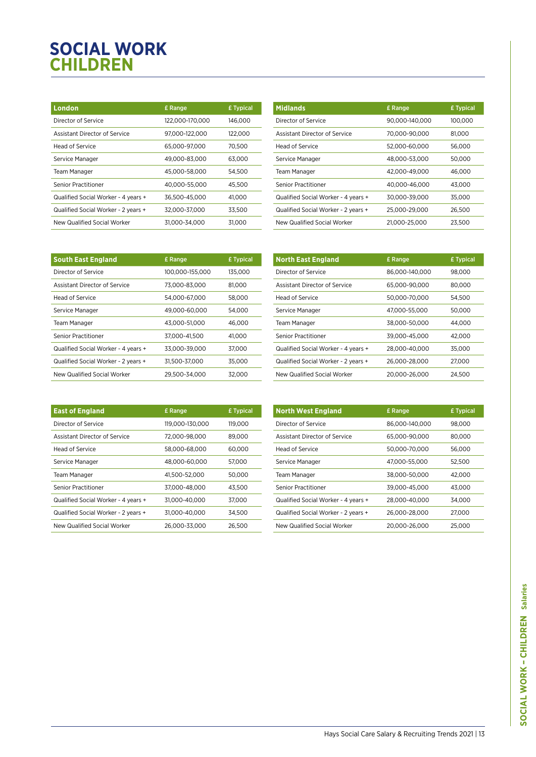# SOCIAL WORK CHILDREN

| London | £ Range | £ Typical |
|---|---|---|
| Director of Service | 122,000-170,000 | 146,000 |
| Assistant Director of Service | 97,000-122,000 | 122,000 |
| Head of Service | 65,000-97,000 | 70,500 |
| Service Manager | 49,000-83,000 | 63,000 |
| Team Manager | 45,000-58,000 | 54,500 |
| Senior Practitioner | 40,000-55,000 | 45,500 |
| Qualified Social Worker - 4 years + | 36,500-45,000 | 41,000 |
| Qualified Social Worker - 2 years + | 32,000-37,000 | 33,500 |
| New Qualified Social Worker | 31,000-34,000 | 31,000 |

| Midlands | £ Range | £ Typical |
|---|---|---|
| Director of Service | 90,000-140,000 | 100,000 |
| Assistant Director of Service | 70,000-90,000 | 81,000 |
| Head of Service | 52,000-60,000 | 56,000 |
| Service Manager | 48,000-53,000 | 50,000 |
| Team Manager | 42,000-49,000 | 46,000 |
| Senior Practitioner | 40,000-46,000 | 43,000 |
| Qualified Social Worker - 4 years + | 30,000-39,000 | 35,000 |
| Qualified Social Worker - 2 years + | 25,000-29,000 | 26,500 |
| New Qualified Social Worker | 21,000-25,000 | 23,500 |

| South East England | £ Range | £ Typical |
|---|---|---|
| Director of Service | 100,000-155,000 | 135,000 |
| Assistant Director of Service | 73,000-83,000 | 81,000 |
| Head of Service | 54,000-67,000 | 58,000 |
| Service Manager | 49,000-60,000 | 54,000 |
| Team Manager | 43,000-51,000 | 46,000 |
| Senior Practitioner | 37,000-41,500 | 41,000 |
| Qualified Social Worker - 4 years + | 33,000-39,000 | 37,000 |
| Qualified Social Worker - 2 years + | 31,500-37,000 | 35,000 |
| New Qualified Social Worker | 29,500-34,000 | 32,000 |

| North East England | £ Range | £ Typical |
|---|---|---|
| Director of Service | 86,000-140,000 | 98,000 |
| Assistant Director of Service | 65,000-90,000 | 80,000 |
| Head of Service | 50,000-70,000 | 54,500 |
| Service Manager | 47,000-55,000 | 50,000 |
| Team Manager | 38,000-50,000 | 44,000 |
| Senior Practitioner | 39,000-45,000 | 42,000 |
| Qualified Social Worker - 4 years + | 28,000-40,000 | 35,000 |
| Qualified Social Worker - 2 years + | 26,000-28,000 | 27,000 |
| New Qualified Social Worker | 20,000-26,000 | 24,500 |

| East of England | £ Range | £ Typical |
|---|---|---|
| Director of Service | 119,000-130,000 | 119,000 |
| Assistant Director of Service | 72,000-98,000 | 89,000 |
| Head of Service | 58,000-68,000 | 60,000 |
| Service Manager | 48,000-60,000 | 57,000 |
| Team Manager | 41,500-52,000 | 50,000 |
| Senior Practitioner | 37,000-48,000 | 43,500 |
| Qualified Social Worker - 4 years + | 31,000-40,000 | 37,000 |
| Qualified Social Worker - 2 years + | 31,000-40,000 | 34,500 |
| New Qualified Social Worker | 26,000-33,000 | 26,500 |

| North West England | £ Range | £ Typical |
|---|---|---|
| Director of Service | 86,000-140,000 | 98,000 |
| Assistant Director of Service | 65,000-90,000 | 80,000 |
| Head of Service | 50,000-70,000 | 56,000 |
| Service Manager | 47,000-55,000 | 52,500 |
| Team Manager | 38,000-50,000 | 42,000 |
| Senior Practitioner | 39,000-45,000 | 43,000 |
| Qualified Social Worker - 4 years + | 28,000-40,000 | 34,000 |
| Qualified Social Worker - 2 years + | 26,000-28,000 | 27,000 |
| New Qualified Social Worker | 20,000-26,000 | 25,000 |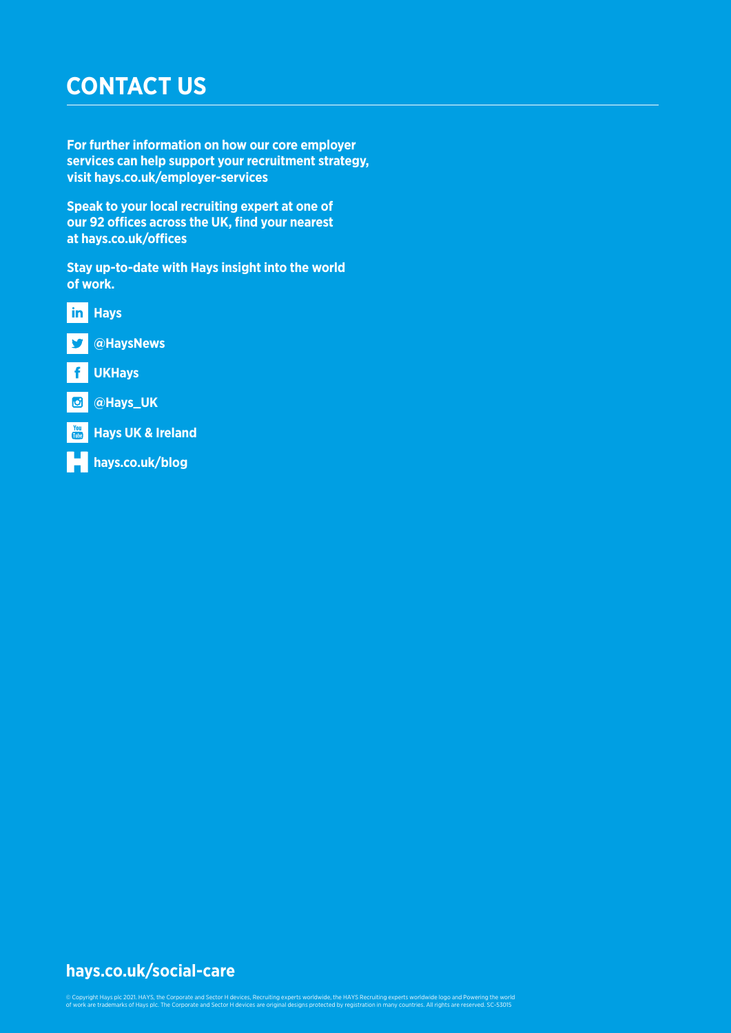# CONTACT US

**For further information on how our core employer services can help support your recruitment strategy, visit hays.co.uk/employer-services**

**Speak to your local recruiting expert at one of our 92 offices across the UK, find your nearest at hays.co.uk/offices**

**Stay up-to-date with Hays insight into the world of work.**

**Hays**

**@HaysNews**

**UKHays**

**@Hays_UK**

**Hays UK & Ireland**

**hays.co.uk/blog**

**hays.co.uk/social-care**

© Copyright Hays plc 2021. HAYS, the Corporate and Sector H devices, Recruiting experts worldwide, the HAYS Recruiting experts worldwide logo and Powering the world of work are trademarks of Hays plc. The Corporate and Sector H devices are original designs protected by registration in many countries. All rights are reserved. SC-53015